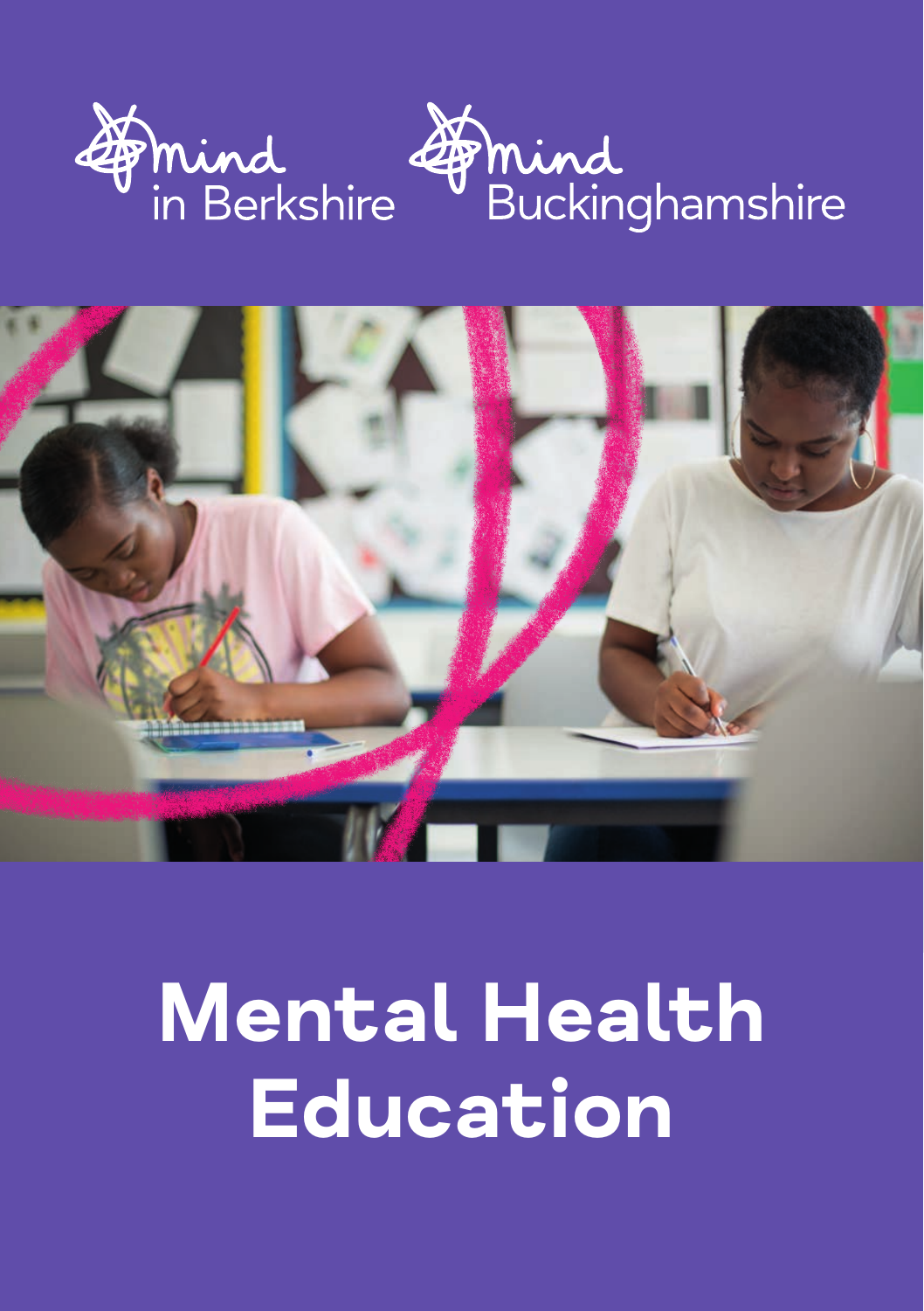mind in Berkshire

mind Buckinghamshire

# Mental Health Education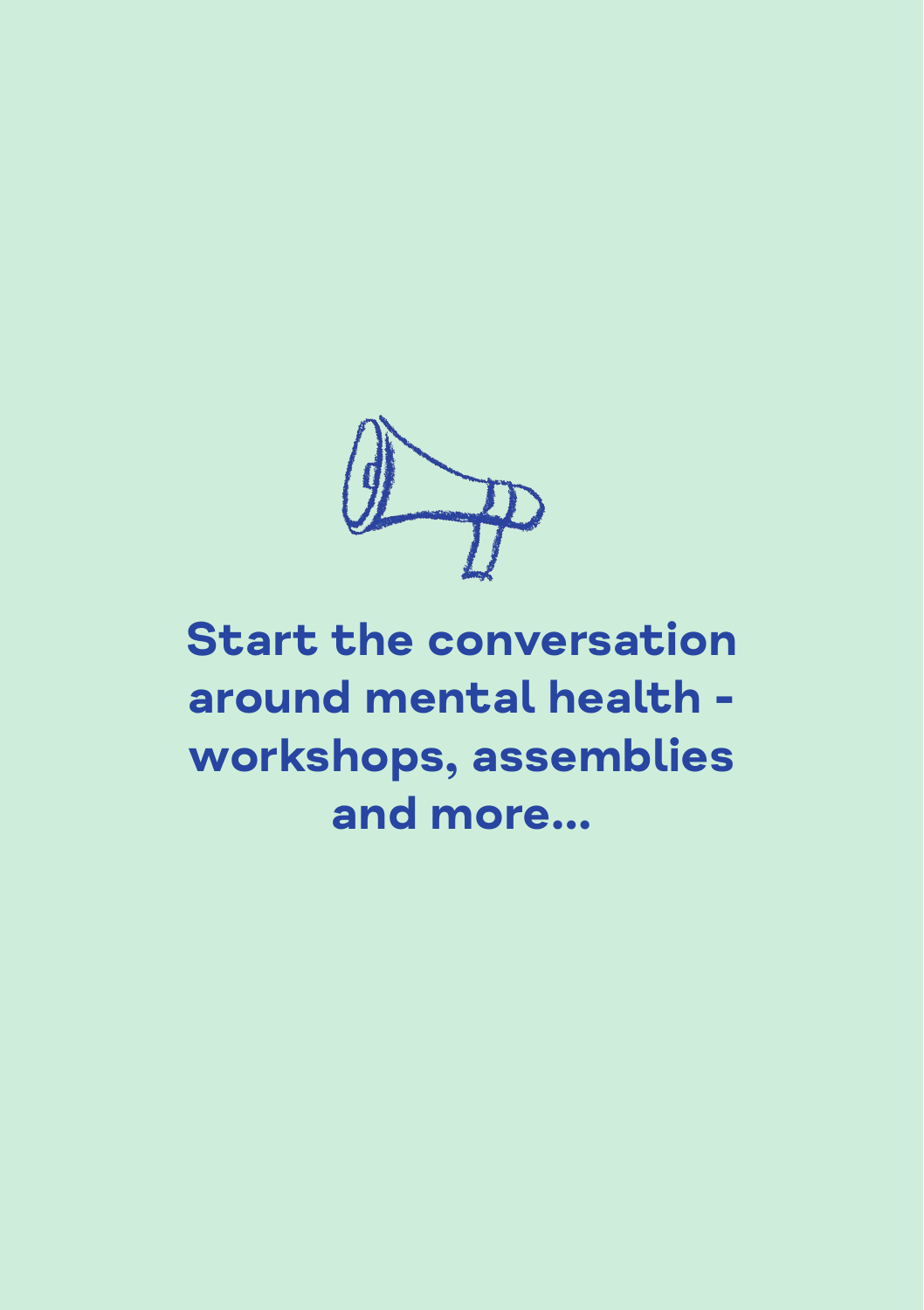**Start the conversation around mental health - workshops, assemblies and more...**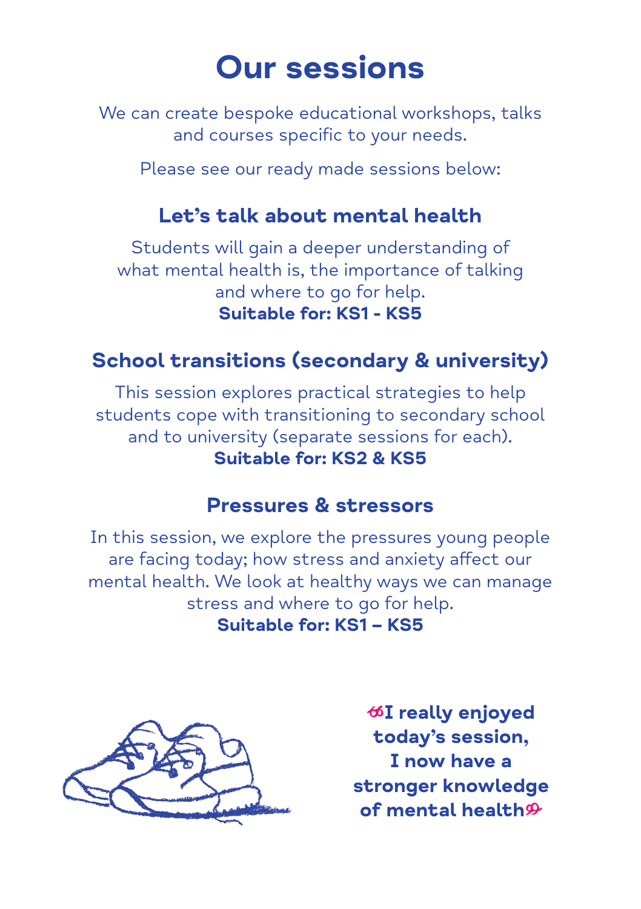# Our sessions

We can create bespoke educational workshops, talks and courses specific to your needs.

Please see our ready made sessions below:

## Let's talk about mental health

Students will gain a deeper understanding of what mental health is, the importance of talking and where to go for help.
**Suitable for: KS1 - KS5**

## School transitions (secondary & university)

This session explores practical strategies to help students cope with transitioning to secondary school and to university (separate sessions for each).
**Suitable for: KS2 & KS5**

## Pressures & stressors

In this session, we explore the pressures young people are facing today; how stress and anxiety affect our mental health. We look at healthy ways we can manage stress and where to go for help.
**Suitable for: KS1 – KS5**

**"I really enjoyed today's session, I now have a stronger knowledge of mental health"**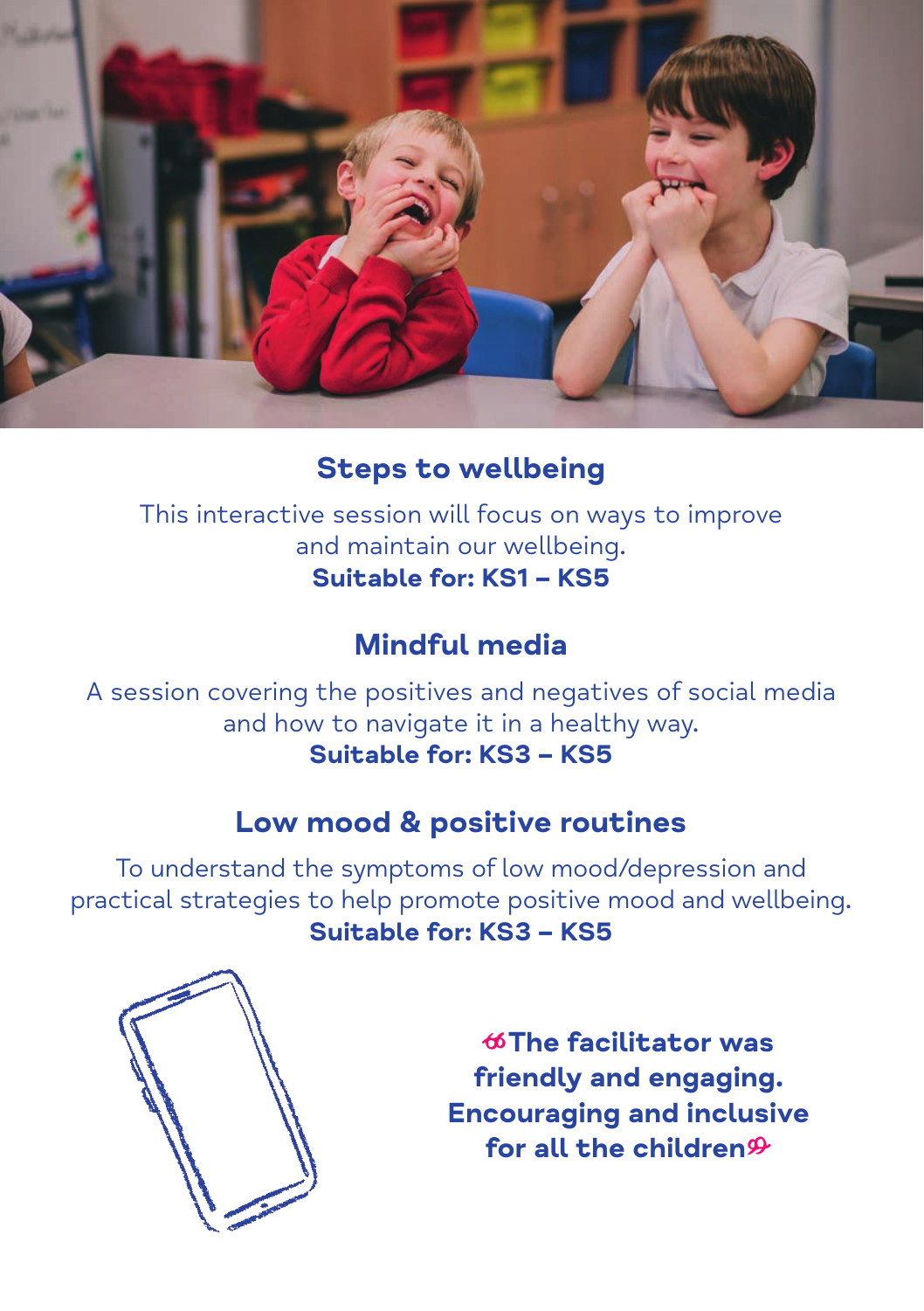## Steps to wellbeing

This interactive session will focus on ways to improve and maintain our wellbeing.
**Suitable for: KS1 – KS5**

## Mindful media

A session covering the positives and negatives of social media and how to navigate it in a healthy way.
**Suitable for: KS3 – KS5**

## Low mood & positive routines

To understand the symptoms of low mood/depression and practical strategies to help promote positive mood and wellbeing.
**Suitable for: KS3 – KS5**

> **"The facilitator was friendly and engaging. Encouraging and inclusive for all the children"**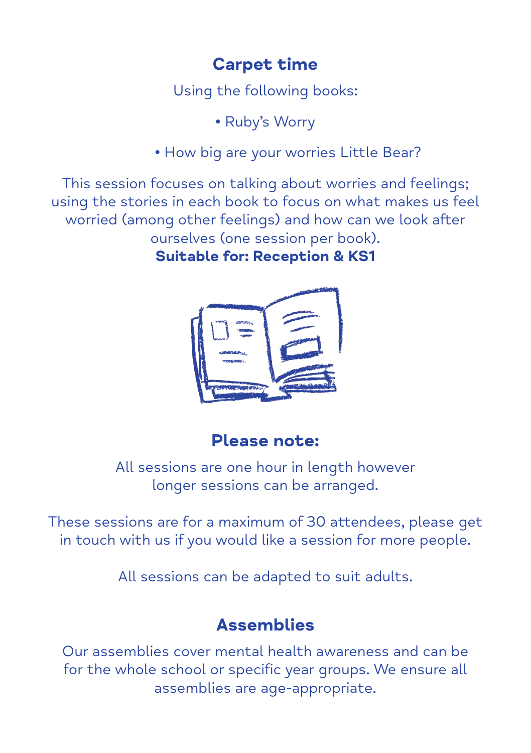## Carpet time

Using the following books:

- Ruby's Worry
- How big are your worries Little Bear?

This session focuses on talking about worries and feelings; using the stories in each book to focus on what makes us feel worried (among other feelings) and how can we look after ourselves (one session per book).

**Suitable for: Reception & KS1**

## Please note:

All sessions are one hour in length however longer sessions can be arranged.

These sessions are for a maximum of 30 attendees, please get in touch with us if you would like a session for more people.

All sessions can be adapted to suit adults.

## Assemblies

Our assemblies cover mental health awareness and can be for the whole school or specific year groups. We ensure all assemblies are age-appropriate.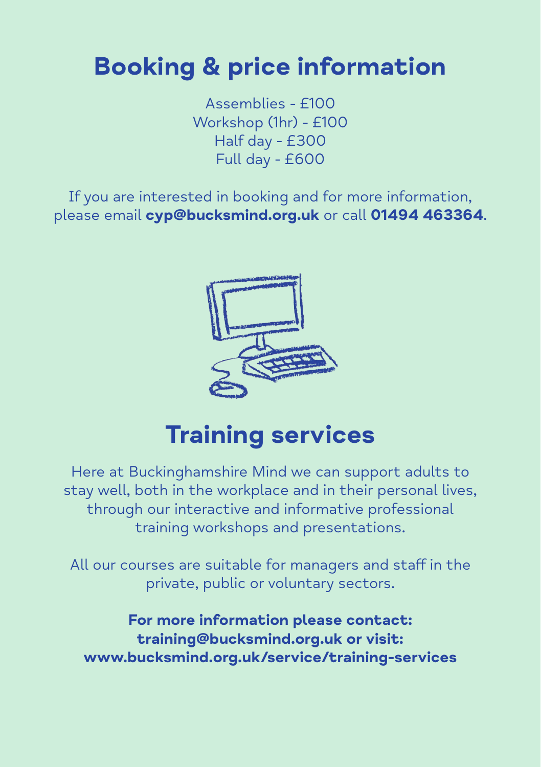# Booking & price information

Assemblies - £100
Workshop (1hr) - £100
Half day - £300
Full day - £600

If you are interested in booking and for more information, please email **cyp@bucksmind.org.uk** or call **01494 463364**.

# Training services

Here at Buckinghamshire Mind we can support adults to stay well, both in the workplace and in their personal lives, through our interactive and informative professional training workshops and presentations.

All our courses are suitable for managers and staff in the private, public or voluntary sectors.

**For more information please contact: training@bucksmind.org.uk or visit: www.bucksmind.org.uk/service/training-services**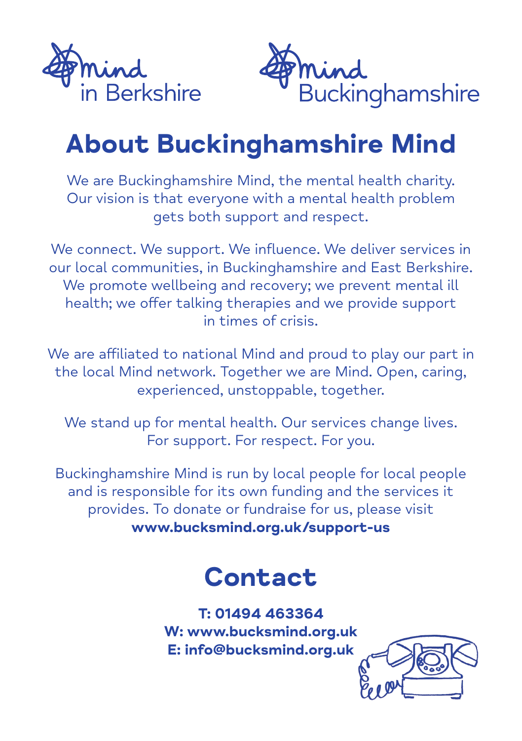# About Buckinghamshire Mind

We are Buckinghamshire Mind, the mental health charity. Our vision is that everyone with a mental health problem gets both support and respect.

We connect. We support. We influence. We deliver services in our local communities, in Buckinghamshire and East Berkshire. We promote wellbeing and recovery; we prevent mental ill health; we offer talking therapies and we provide support in times of crisis.

We are affiliated to national Mind and proud to play our part in the local Mind network. Together we are Mind. Open, caring, experienced, unstoppable, together.

We stand up for mental health. Our services change lives. For support. For respect. For you.

Buckinghamshire Mind is run by local people for local people and is responsible for its own funding and the services it provides. To donate or fundraise for us, please visit **www.bucksmind.org.uk/support-us**

# Contact

**T: 01494 463364**
**W: www.bucksmind.org.uk**
**E: info@bucksmind.org.uk**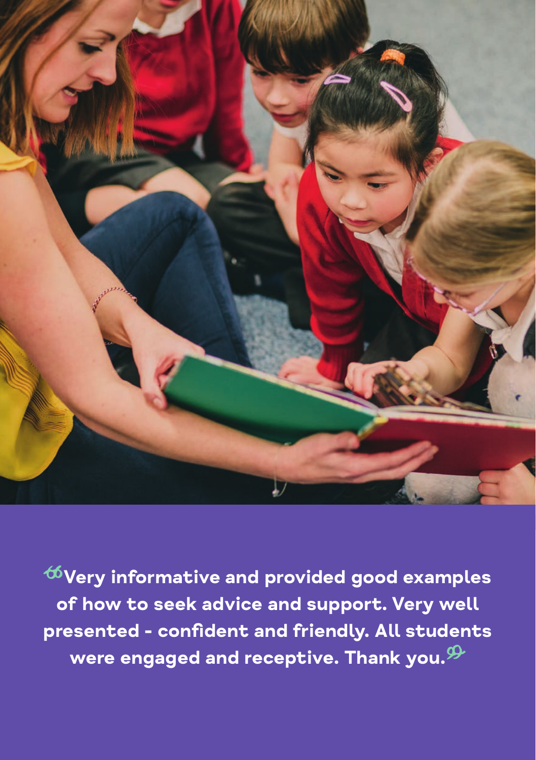"Very informative and provided good examples of how to seek advice and support. Very well presented - confident and friendly. All students were engaged and receptive. Thank you."